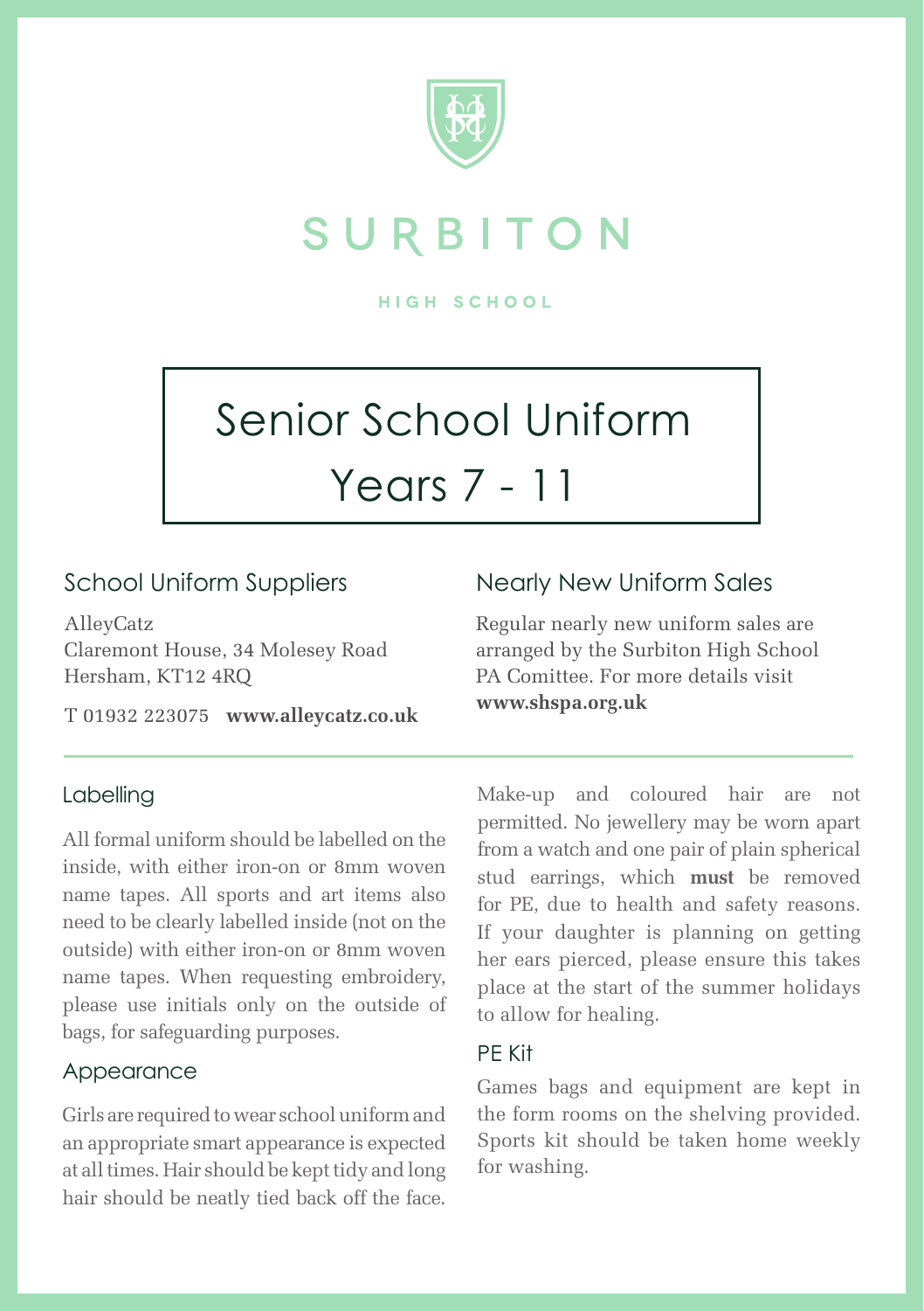SURBITON

HIGH SCHOOL

# Senior School Uniform
# Years 7 - 11

## School Uniform Suppliers

AlleyCatz
Claremont House, 34 Molesey Road
Hersham, KT12 4RQ

T 01932 223075 **www.alleycatz.co.uk**

## Nearly New Uniform Sales

Regular nearly new uniform sales are arranged by the Surbiton High School PA Comittee. For more details visit **www.shspa.org.uk**

## Labelling

All formal uniform should be labelled on the inside, with either iron-on or 8mm woven name tapes. All sports and art items also need to be clearly labelled inside (not on the outside) with either iron-on or 8mm woven name tapes. When requesting embroidery, please use initials only on the outside of bags, for safeguarding purposes.

## Appearance

Girls are required to wear school uniform and an appropriate smart appearance is expected at all times. Hair should be kept tidy and long hair should be neatly tied back off the face. Make-up and coloured hair are not permitted. No jewellery may be worn apart from a watch and one pair of plain spherical stud earrings, which **must** be removed for PE, due to health and safety reasons. If your daughter is planning on getting her ears pierced, please ensure this takes place at the start of the summer holidays to allow for healing.

## PE Kit

Games bags and equipment are kept in the form rooms on the shelving provided. Sports kit should be taken home weekly for washing.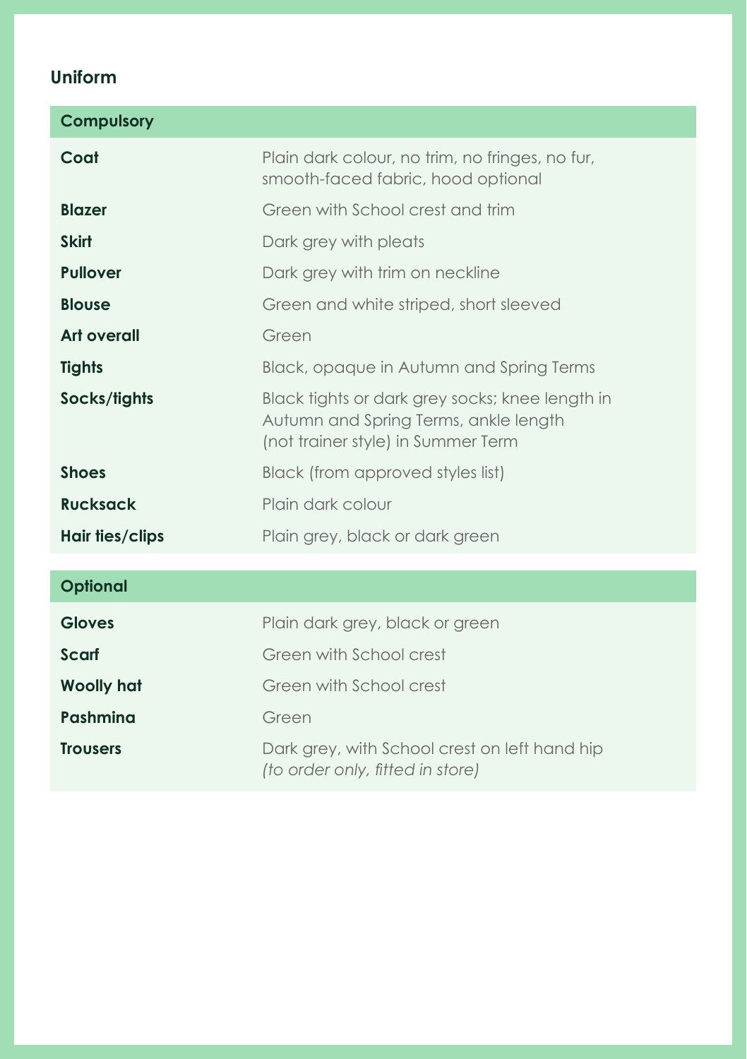## Uniform

| Compulsory | |
|---|---|
| **Coat** | Plain dark colour, no trim, no fringes, no fur, smooth-faced fabric, hood optional |
| **Blazer** | Green with School crest and trim |
| **Skirt** | Dark grey with pleats |
| **Pullover** | Dark grey with trim on neckline |
| **Blouse** | Green and white striped, short sleeved |
| **Art overall** | Green |
| **Tights** | Black, opaque in Autumn and Spring Terms |
| **Socks/tights** | Black tights or dark grey socks; knee length in Autumn and Spring Terms, ankle length (not trainer style) in Summer Term |
| **Shoes** | Black (from approved styles list) |
| **Rucksack** | Plain dark colour |
| **Hair ties/clips** | Plain grey, black or dark green |

| Optional | |
|---|---|
| **Gloves** | Plain dark grey, black or green |
| **Scarf** | Green with School crest |
| **Woolly hat** | Green with School crest |
| **Pashmina** | Green |
| **Trousers** | Dark grey, with School crest on left hand hip *(to order only, fitted in store)* |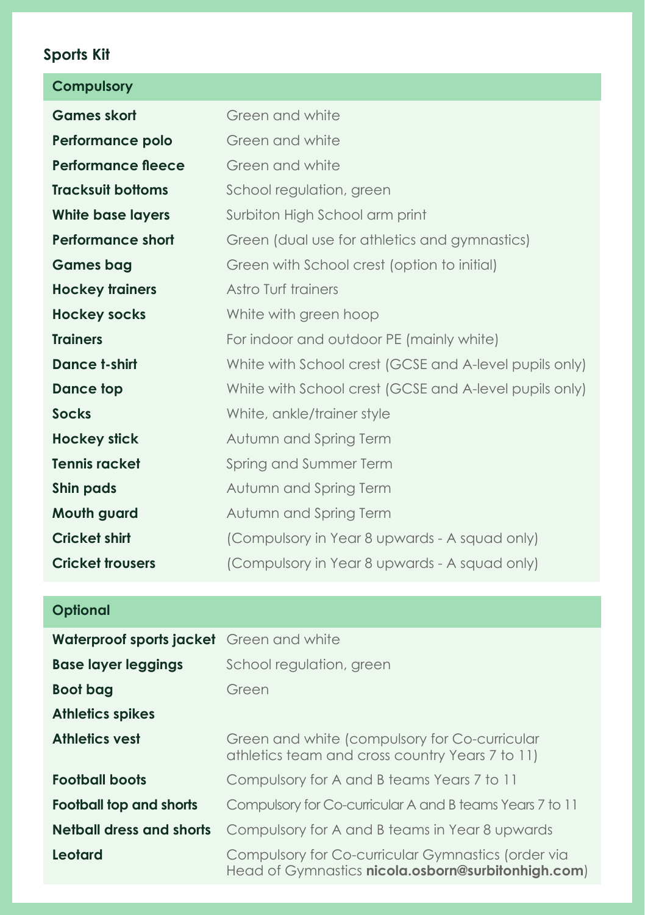## Sports Kit

| Compulsory | |
|---|---|
| **Games skort** | Green and white |
| **Performance polo** | Green and white |
| **Performance fleece** | Green and white |
| **Tracksuit bottoms** | School regulation, green |
| **White base layers** | Surbiton High School arm print |
| **Performance short** | Green (dual use for athletics and gymnastics) |
| **Games bag** | Green with School crest (option to initial) |
| **Hockey trainers** | Astro Turf trainers |
| **Hockey socks** | White with green hoop |
| **Trainers** | For indoor and outdoor PE (mainly white) |
| **Dance t-shirt** | White with School crest (GCSE and A-level pupils only) |
| **Dance top** | White with School crest (GCSE and A-level pupils only) |
| **Socks** | White, ankle/trainer style |
| **Hockey stick** | Autumn and Spring Term |
| **Tennis racket** | Spring and Summer Term |
| **Shin pads** | Autumn and Spring Term |
| **Mouth guard** | Autumn and Spring Term |
| **Cricket shirt** | (Compulsory in Year 8 upwards - A squad only) |
| **Cricket trousers** | (Compulsory in Year 8 upwards - A squad only) |

| Optional | |
|---|---|
| **Waterproof sports jacket** | Green and white |
| **Base layer leggings** | School regulation, green |
| **Boot bag** | Green |
| **Athletics spikes** | |
| **Athletics vest** | Green and white (compulsory for Co-curricular athletics team and cross country Years 7 to 11) |
| **Football boots** | Compulsory for A and B teams Years 7 to 11 |
| **Football top and shorts** | Compulsory for Co-curricular A and B teams Years 7 to 11 |
| **Netball dress and shorts** | Compulsory for A and B teams in Year 8 upwards |
| **Leotard** | Compulsory for Co-curricular Gymnastics (order via Head of Gymnastics **nicola.osborn@surbitonhigh.com**) |